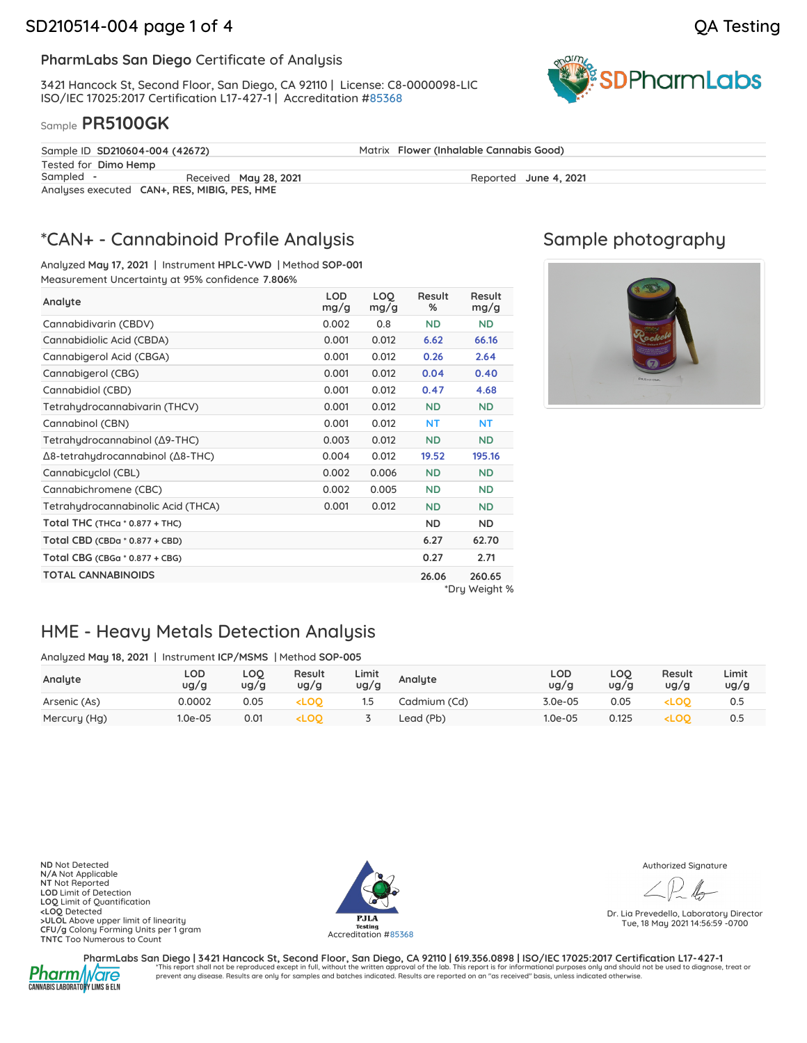QA Testing

## PharmLabs San Diego Certificate of Analysis

3421 Hancock St, Second Floor, San Diego, CA 92110 | License: C8-0000098-LIC
ISO/IEC 17025:2017 Certification L17-427-1 | Accreditation #85368

Sample **PR5100GK**

| | | | |
|---|---|---|---|
| Sample ID **SD210604-004 (42672)** | | Matrix **Flower (Inhalable Cannabis Good)** | |
| Tested for **Dimo Hemp** | | | |
| Sampled **-** | Received **May 28, 2021** | Reported **June 4, 2021** | |
| Analyses executed **CAN+, RES, MIBIG, PES, HME** | | | |

## *CAN+ - Cannabinoid Profile Analysis

Analyzed **May 17, 2021** | Instrument **HPLC-VWD** | Method **SOP-001**
Measurement Uncertainty at 95% confidence **7.806%**

| Analyte | LOD mg/g | LOQ mg/g | Result % | Result mg/g |
|---|---|---|---|---|
| Cannabidivarin (CBDV) | 0.002 | 0.8 | ND | ND |
| Cannabidiolic Acid (CBDA) | 0.001 | 0.012 | 6.62 | 66.16 |
| Cannabigerol Acid (CBGA) | 0.001 | 0.012 | 0.26 | 2.64 |
| Cannabigerol (CBG) | 0.001 | 0.012 | 0.04 | 0.40 |
| Cannabidiol (CBD) | 0.001 | 0.012 | 0.47 | 4.68 |
| Tetrahydrocannabivarin (THCV) | 0.001 | 0.012 | ND | ND |
| Cannabinol (CBN) | 0.001 | 0.012 | NT | NT |
| Tetrahydrocannabinol (Δ9-THC) | 0.003 | 0.012 | ND | ND |
| Δ8-tetrahydrocannabinol (Δ8-THC) | 0.004 | 0.012 | 19.52 | 195.16 |
| Cannabicyclol (CBL) | 0.002 | 0.006 | ND | ND |
| Cannabichromene (CBC) | 0.002 | 0.005 | ND | ND |
| Tetrahydrocannabinolic Acid (THCA) | 0.001 | 0.012 | ND | ND |
| **Total THC** (THCa * 0.877 + THC) | | | ND | ND |
| **Total CBD** (CBDa * 0.877 + CBD) | | | 6.27 | 62.70 |
| **Total CBG** (CBGa * 0.877 + CBG) | | | 0.27 | 2.71 |
| **TOTAL CANNABINOIDS** | | | 26.06 | 260.65 |

*Dry Weight %

## Sample photography

## HME - Heavy Metals Detection Analysis

Analyzed **May 18, 2021** | Instrument **ICP/MSMS** | Method **SOP-005**

| Analyte | LOD ug/g | LOQ ug/g | Result ug/g | Limit ug/g | Analyte | LOD ug/g | LOQ ug/g | Result ug/g | Limit ug/g |
|---|---|---|---|---|---|---|---|---|---|
| Arsenic (As) | 0.0002 | 0.05 | <LOQ | 1.5 | Cadmium (Cd) | 3.0e-05 | 0.05 | <LOQ | 0.5 |
| Mercury (Hg) | 1.0e-05 | 0.01 | <LOQ | 3 | Lead (Pb) | 1.0e-05 | 0.125 | <LOQ | 0.5 |

**ND** Not Detected
**N/A** Not Applicable
**NT** Not Reported
**LOD** Limit of Detection
**LOQ** Limit of Quantification
**<LOQ** Detected
**>ULOL** Above upper limit of linearity
**CFU/g** Colony Forming Units per 1 gram
**TNTC** Too Numerous to Count

PJLA Testing
Accreditation #85368

Authorized Signature

Dr. Lia Prevedello, Laboratory Director
Tue, 18 May 2021 14:56:59 -0700

PharmLabs San Diego | 3421 Hancock St, Second Floor, San Diego, CA 92110 | 619.356.0898 | ISO/IEC 17025:2017 Certification L17-427-1
*This report shall not be reproduced except in full, without the written approval of the lab. This report is for informational purposes only and should not be used to diagnose, treat or prevent any disease. Results are only for samples and batches indicated. Results are reported on an "as received" basis, unless indicated otherwise.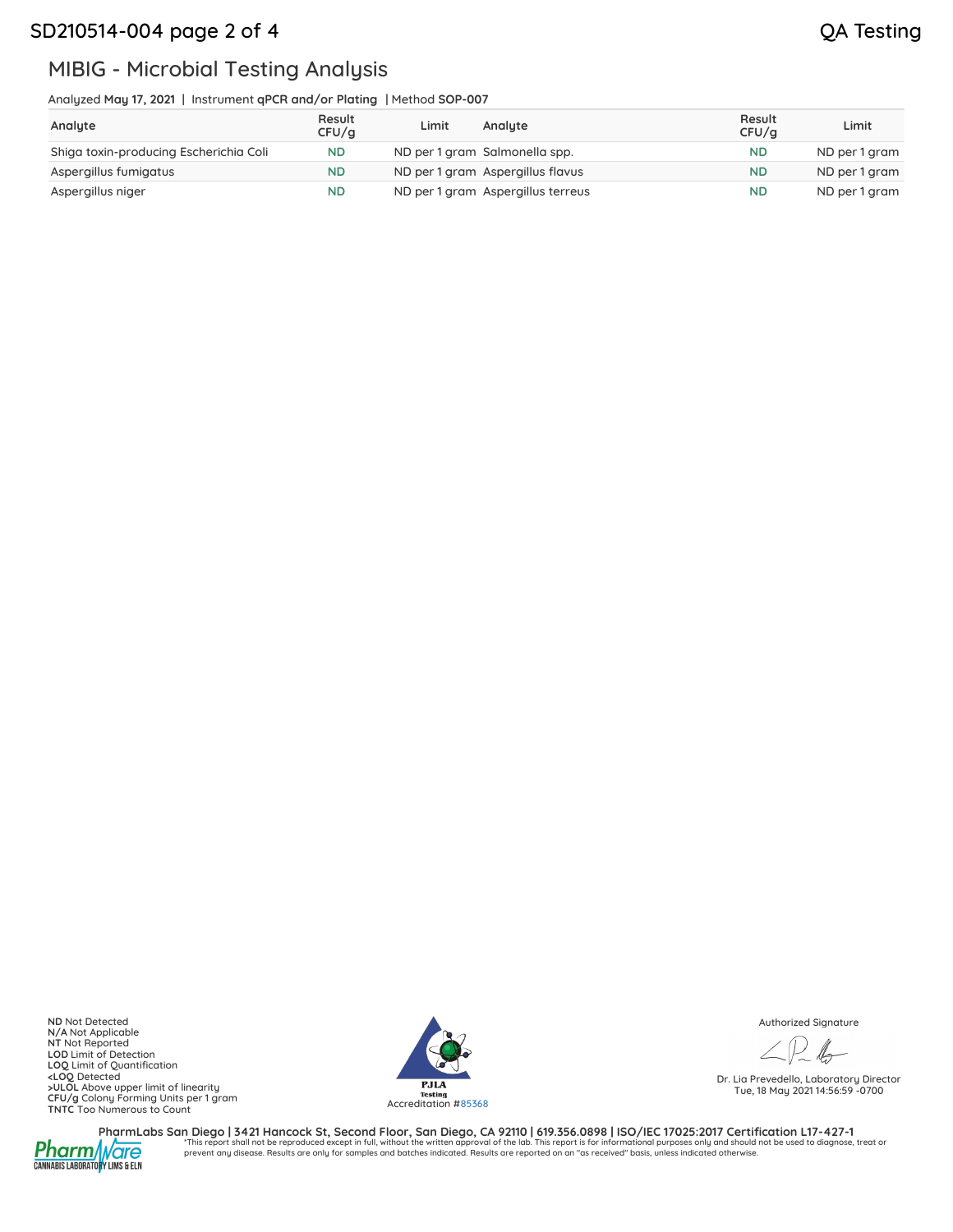## MIBIG - Microbial Testing Analysis

Analyzed **May 17, 2021** | Instrument **qPCR and/or Plating** | Method **SOP-007**

| Analyte | Result CFU/g | Limit | Analyte | Result CFU/g | Limit |
|---|---|---|---|---|---|
| Shiga toxin-producing Escherichia Coli | ND | ND per 1 gram | Salmonella spp. | ND | ND per 1 gram |
| Aspergillus fumigatus | ND | ND per 1 gram | Aspergillus flavus | ND | ND per 1 gram |
| Aspergillus niger | ND | ND per 1 gram | Aspergillus terreus | ND | ND per 1 gram |

**ND** Not Detected
**N/A** Not Applicable
**NT** Not Reported
**LOD** Limit of Detection
**LOQ** Limit of Quantification
**<LOQ** Detected
**>ULOL** Above upper limit of linearity
**CFU/g** Colony Forming Units per 1 gram
**TNTC** Too Numerous to Count

PJLA Testing
Accreditation #85368

Authorized Signature

Dr. Lia Prevedello, Laboratory Director
Tue, 18 May 2021 14:56:59 -0700

**PharmLabs San Diego | 3421 Hancock St, Second Floor, San Diego, CA 92110 | 619.356.0898 | ISO/IEC 17025:2017 Certification L17-427-1**

*This report shall not be reproduced except in full, without the written approval of the lab. This report is for informational purposes only and should not be used to diagnose, treat or prevent any disease. Results are only for samples and batches indicated. Results are reported on an "as received" basis, unless indicated otherwise.

PharmWare CANNABIS LABORATORY LIMS & ELN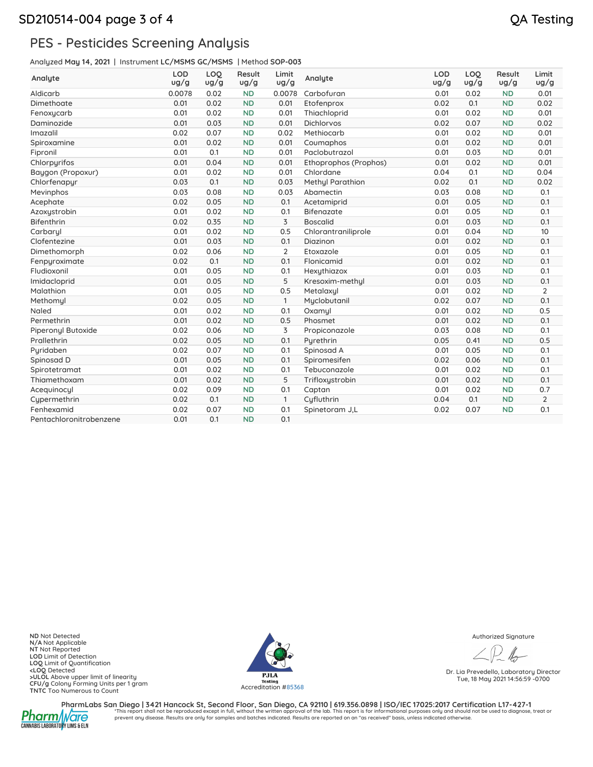## PES - Pesticides Screening Analysis

Analyzed **May 14, 2021** | Instrument **LC/MSMS GC/MSMS** | Method **SOP-003**

| Analyte | LOD ug/g | LOQ ug/g | Result ug/g | Limit ug/g | Analyte | LOD ug/g | LOQ ug/g | Result ug/g | Limit ug/g |
|---|---|---|---|---|---|---|---|---|---|
| Aldicarb | 0.0078 | 0.02 | ND | 0.0078 | Carbofuran | 0.01 | 0.02 | ND | 0.01 |
| Dimethoate | 0.01 | 0.02 | ND | 0.01 | Etofenprox | 0.02 | 0.1 | ND | 0.02 |
| Fenoxycarb | 0.01 | 0.02 | ND | 0.01 | Thiachloprid | 0.01 | 0.02 | ND | 0.01 |
| Daminozide | 0.01 | 0.03 | ND | 0.01 | Dichlorvos | 0.02 | 0.07 | ND | 0.02 |
| Imazalil | 0.02 | 0.07 | ND | 0.02 | Methiocarb | 0.01 | 0.02 | ND | 0.01 |
| Spiroxamine | 0.01 | 0.02 | ND | 0.01 | Coumaphos | 0.01 | 0.02 | ND | 0.01 |
| Fipronil | 0.01 | 0.1 | ND | 0.01 | Paclobutrazol | 0.01 | 0.03 | ND | 0.01 |
| Chlorpyrifos | 0.01 | 0.04 | ND | 0.01 | Ethoprophos (Prophos) | 0.01 | 0.02 | ND | 0.01 |
| Baygon (Propoxur) | 0.01 | 0.02 | ND | 0.01 | Chlordane | 0.04 | 0.1 | ND | 0.04 |
| Chlorfenapyr | 0.03 | 0.1 | ND | 0.03 | Methyl Parathion | 0.02 | 0.1 | ND | 0.02 |
| Mevinphos | 0.03 | 0.08 | ND | 0.03 | Abamectin | 0.03 | 0.08 | ND | 0.1 |
| Acephate | 0.02 | 0.05 | ND | 0.1 | Acetamiprid | 0.01 | 0.05 | ND | 0.1 |
| Azoxystrobin | 0.01 | 0.02 | ND | 0.1 | Bifenazate | 0.01 | 0.05 | ND | 0.1 |
| Bifenthrin | 0.02 | 0.35 | ND | 3 | Boscalid | 0.01 | 0.03 | ND | 0.1 |
| Carbaryl | 0.01 | 0.02 | ND | 0.5 | Chlorantraniliprole | 0.01 | 0.04 | ND | 10 |
| Clofentezine | 0.01 | 0.03 | ND | 0.1 | Diazinon | 0.01 | 0.02 | ND | 0.1 |
| Dimethomorph | 0.02 | 0.06 | ND | 2 | Etoxazole | 0.01 | 0.05 | ND | 0.1 |
| Fenpyroximate | 0.02 | 0.1 | ND | 0.1 | Flonicamid | 0.01 | 0.02 | ND | 0.1 |
| Fludioxonil | 0.01 | 0.05 | ND | 0.1 | Hexythiazox | 0.01 | 0.03 | ND | 0.1 |
| Imidacloprid | 0.01 | 0.05 | ND | 5 | Kresoxim-methyl | 0.01 | 0.03 | ND | 0.1 |
| Malathion | 0.01 | 0.05 | ND | 0.5 | Metalaxyl | 0.01 | 0.02 | ND | 2 |
| Methomyl | 0.02 | 0.05 | ND | 1 | Myclobutanil | 0.02 | 0.07 | ND | 0.1 |
| Naled | 0.01 | 0.02 | ND | 0.1 | Oxamyl | 0.01 | 0.02 | ND | 0.5 |
| Permethrin | 0.01 | 0.02 | ND | 0.5 | Phosmet | 0.01 | 0.02 | ND | 0.1 |
| Piperonyl Butoxide | 0.02 | 0.06 | ND | 3 | Propiconazole | 0.03 | 0.08 | ND | 0.1 |
| Prallethrin | 0.02 | 0.05 | ND | 0.1 | Pyrethrin | 0.05 | 0.41 | ND | 0.5 |
| Pyridaben | 0.02 | 0.07 | ND | 0.1 | Spinosad A | 0.01 | 0.05 | ND | 0.1 |
| Spinosad D | 0.01 | 0.05 | ND | 0.1 | Spiromesifen | 0.02 | 0.06 | ND | 0.1 |
| Spirotetramat | 0.01 | 0.02 | ND | 0.1 | Tebuconazole | 0.01 | 0.02 | ND | 0.1 |
| Thiamethoxam | 0.01 | 0.02 | ND | 5 | Trifloxystrobin | 0.01 | 0.02 | ND | 0.1 |
| Acequinocyl | 0.02 | 0.09 | ND | 0.1 | Captan | 0.01 | 0.02 | ND | 0.7 |
| Cypermethrin | 0.02 | 0.1 | ND | 1 | Cyfluthrin | 0.04 | 0.1 | ND | 2 |
| Fenhexamid | 0.02 | 0.07 | ND | 0.1 | Spinetoram J,L | 0.02 | 0.07 | ND | 0.1 |
| Pentachloronitrobenzene | 0.01 | 0.1 | ND | 0.1 | | | | | |

**ND** Not Detected
**N/A** Not Applicable
**NT** Not Reported
**LOD** Limit of Detection
**LOQ** Limit of Quantification
**<LOQ** Detected
**>ULOL** Above upper limit of linearity
**CFU/g** Colony Forming Units per 1 gram
**TNTC** Too Numerous to Count

PJLA Testing
Accreditation #85368

Authorized Signature

Dr. Lia Prevedello, Laboratory Director
Tue, 18 May 2021 14:56:59 -0700

**PharmLabs San Diego | 3421 Hancock St, Second Floor, San Diego, CA 92110 | 619.356.0898 | ISO/IEC 17025:2017 Certification L17-427-1**

*This report shall not be reproduced except in full, without the written approval of the lab. This report is for informational purposes only and should not be used to diagnose, treat or prevent any disease. Results are only for samples and batches indicated. Results are reported on an "as received" basis, unless indicated otherwise.

PharmWare CANNABIS LABORATORY LIMS & ELN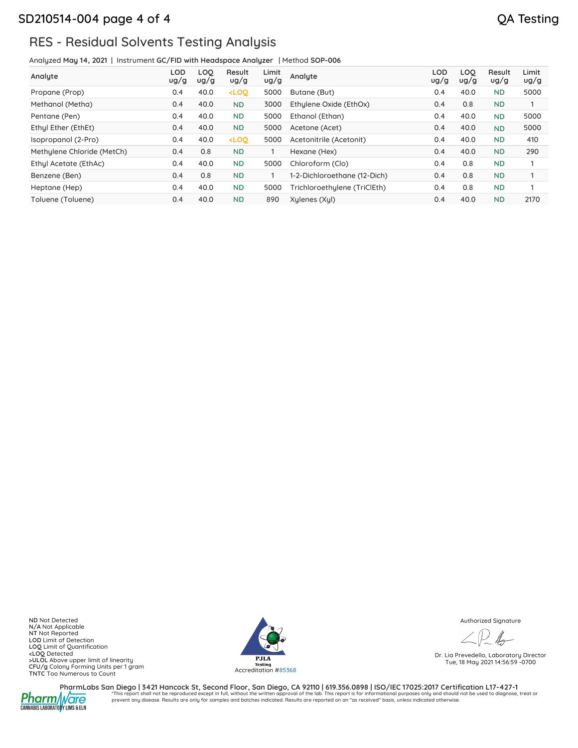## RES - Residual Solvents Testing Analysis

Analyzed **May 14, 2021** | Instrument **GC/FID with Headspace Analyzer** | Method **SOP-006**

| Analyte | LOD ug/g | LOQ ug/g | Result ug/g | Limit ug/g | Analyte | LOD ug/g | LOQ ug/g | Result ug/g | Limit ug/g |
|---|---|---|---|---|---|---|---|---|---|
| Propane (Prop) | 0.4 | 40.0 | <LOQ | 5000 | Butane (But) | 0.4 | 40.0 | ND | 5000 |
| Methanol (Metha) | 0.4 | 40.0 | ND | 3000 | Ethylene Oxide (EthOx) | 0.4 | 0.8 | ND | 1 |
| Pentane (Pen) | 0.4 | 40.0 | ND | 5000 | Ethanol (Ethan) | 0.4 | 40.0 | ND | 5000 |
| Ethyl Ether (EthEt) | 0.4 | 40.0 | ND | 5000 | Acetone (Acet) | 0.4 | 40.0 | ND | 5000 |
| Isopropanol (2-Pro) | 0.4 | 40.0 | <LOQ | 5000 | Acetonitrile (Acetonit) | 0.4 | 40.0 | ND | 410 |
| Methylene Chloride (MetCh) | 0.4 | 0.8 | ND | 1 | Hexane (Hex) | 0.4 | 40.0 | ND | 290 |
| Ethyl Acetate (EthAc) | 0.4 | 40.0 | ND | 5000 | Chloroform (Clo) | 0.4 | 0.8 | ND | 1 |
| Benzene (Ben) | 0.4 | 0.8 | ND | 1 | 1-2-Dichloroethane (12-Dich) | 0.4 | 0.8 | ND | 1 |
| Heptane (Hep) | 0.4 | 40.0 | ND | 5000 | Trichloroethylene (TriClEth) | 0.4 | 0.8 | ND | 1 |
| Toluene (Toluene) | 0.4 | 40.0 | ND | 890 | Xylenes (Xyl) | 0.4 | 40.0 | ND | 2170 |

**ND** Not Detected
**N/A** Not Applicable
**NT** Not Reported
**LOD** Limit of Detection
**LOQ** Limit of Quantification
**<LOQ** Detected
**>ULOL** Above upper limit of linearity
**CFU/g** Colony Forming Units per 1 gram
**TNTC** Too Numerous to Count

PJLA Testing
Accreditation #85368

Authorized Signature

Dr. Lia Prevedello, Laboratory Director
Tue, 18 May 2021 14:56:59 -0700

**PharmLabs San Diego | 3421 Hancock St, Second Floor, San Diego, CA 92110 | 619.356.0898 | ISO/IEC 17025:2017 Certification L17-427-1**

*This report shall not be reproduced except in full, without the written approval of the lab. This report is for informational purposes only and should not be used to diagnose, treat or prevent any disease. Results are only for samples and batches indicated. Results are reported on an "as received" basis, unless indicated otherwise.

PharmWare CANNABIS LABORATORY LIMS & ELN